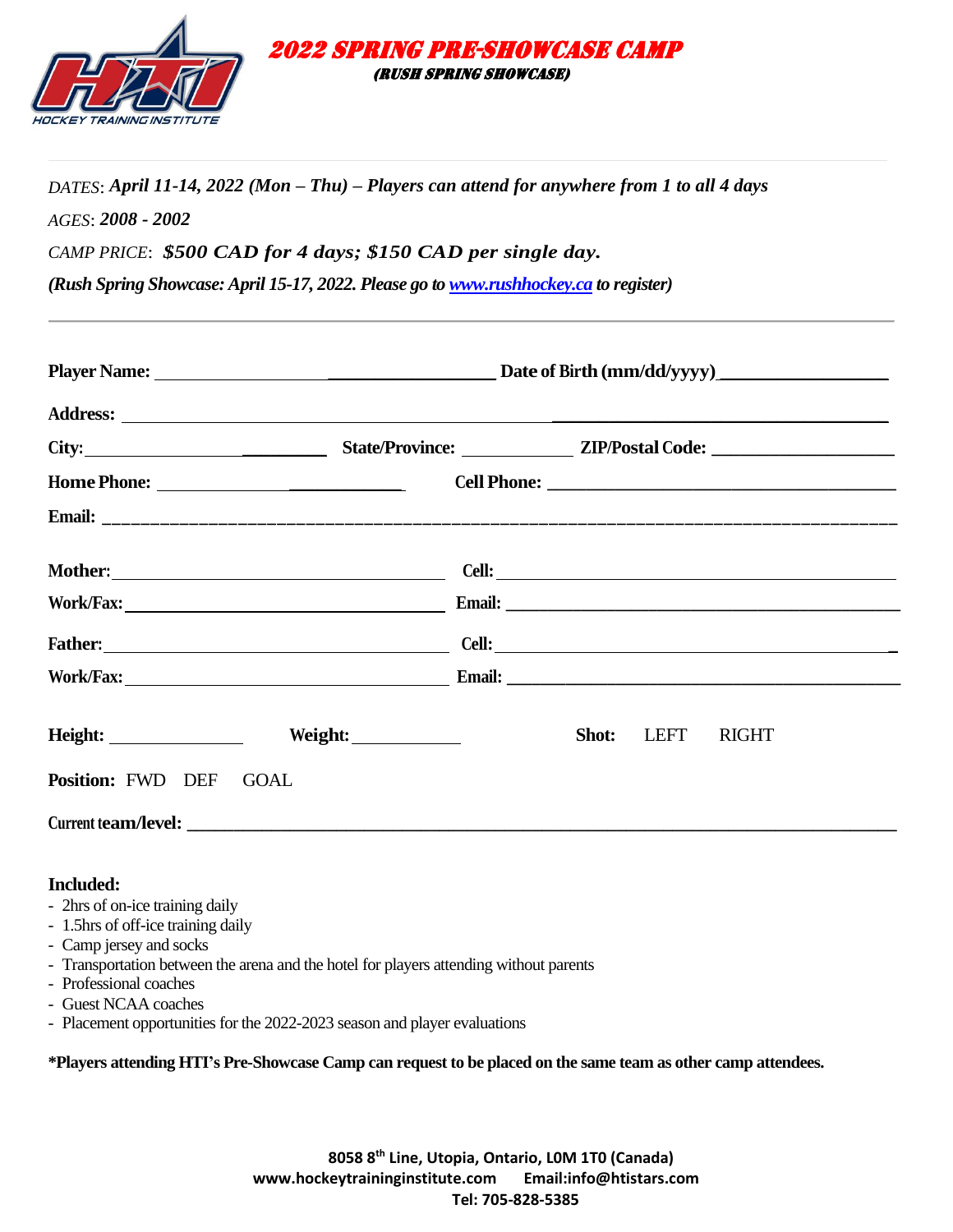# 2022 SPRING PRE-SHOWCASE CAMP

**(RUSH SPRING SHOWCASE)**

*DATES*: ***April 11-14, 2022 (Mon – Thu) – Players can attend for anywhere from 1 to all 4 days***

*AGES*: ***2008 - 2002***

*CAMP PRICE*: ***$500 CAD for 4 days; $150 CAD per single day.***

***(Rush Spring Showcase: April 15-17, 2022. Please go to [www.rushhockey.ca](http://www.rushhockey.ca) to register)***

---

**Player Name:** ______________________________________ **Date of Birth (mm/dd/yyyy)** __________________

**Address:** ______________________________________________________________________________

**City:** __________________________ **State/Province:** ______________ **ZIP/Postal Code:** ____________________

**Home Phone:** ____________________________ **Cell Phone:** ______________________________________

**Email:** ________________________________________________________________________________

**Mother:** ______________________________________ **Cell:** ______________________________________

**Work/Fax:** ____________________________________ **Email:** _____________________________________

**Father:** ______________________________________ **Cell:** ______________________________________

**Work/Fax:** ____________________________________ **Email:** _____________________________________

**Height:** _______________ **Weight:** _____________ **Shot:** LEFT RIGHT

**Position:** FWD DEF GOAL

**Current team/level:** ____________________________________________________________________

**Included:**

- 2hrs of on-ice training daily
- 1.5hrs of off-ice training daily
- Camp jersey and socks
- Transportation between the arena and the hotel for players attending without parents
- Professional coaches
- Guest NCAA coaches
- Placement opportunities for the 2022-2023 season and player evaluations

**\*Players attending HTI's Pre-Showcase Camp can request to be placed on the same team as other camp attendees.**

**8058 8th Line, Utopia, Ontario, L0M 1T0 (Canada)**
**www.hockeytraininginstitute.com Email:info@htistars.com**
**Tel: 705-828-5385**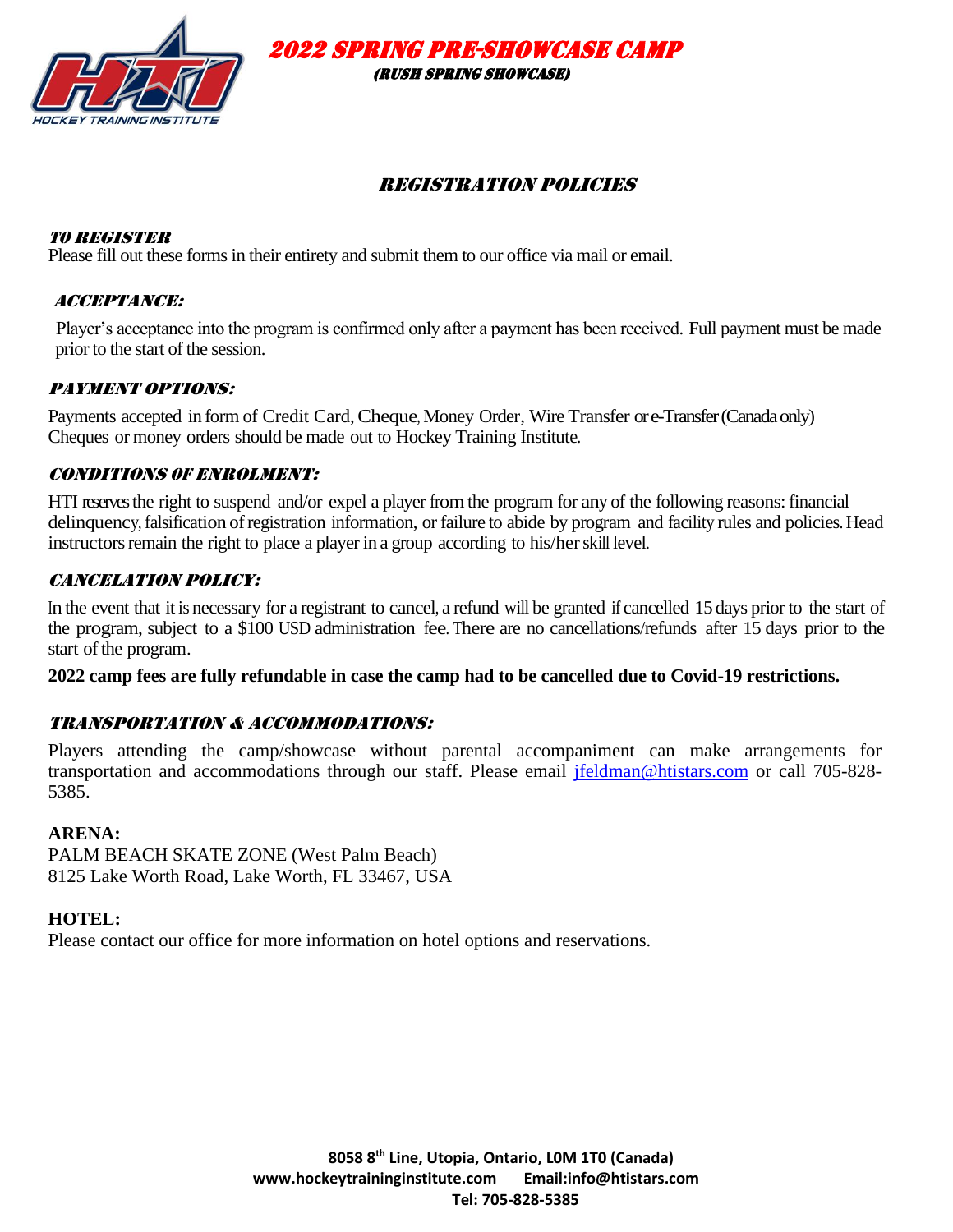# *2022 SPRING PRE-SHOWCASE CAMP*

### *(RUSH SPRING SHOWCASE)*

## *REGISTRATION POLICIES*

***TO REGISTER***

Please fill out these forms in their entirety and submit them to our office via mail or email.

***ACCEPTANCE:***

Player's acceptance into the program is confirmed only after a payment has been received. Full payment must be made prior to the start of the session.

***PAYMENT OPTIONS:***

Payments accepted in form of Credit Card, Cheque, Money Order, Wire Transfer or e-Transfer (Canada only) Cheques or money orders should be made out to Hockey Training Institute.

***CONDITIONS OF ENROLMENT:***

HTI reserves the right to suspend and/or expel a player from the program for any of the following reasons: financial delinquency, falsification of registration information, or failure to abide by program and facility rules and policies. Head instructors remain the right to place a player in a group according to his/her skill level.

***CANCELATION POLICY:***

In the event that it is necessary for a registrant to cancel, a refund will be granted if cancelled 15 days prior to the start of the program, subject to a $100 USD administration fee. There are no cancellations/refunds after 15 days prior to the start of the program.

**2022 camp fees are fully refundable in case the camp had to be cancelled due to Covid-19 restrictions.**

***TRANSPORTATION & ACCOMMODATIONS:***

Players attending the camp/showcase without parental accompaniment can make arrangements for transportation and accommodations through our staff. Please email jfeldman@htistars.com or call 705-828-5385.

**ARENA:**

PALM BEACH SKATE ZONE (West Palm Beach)
8125 Lake Worth Road, Lake Worth, FL 33467, USA

**HOTEL:**

Please contact our office for more information on hotel options and reservations.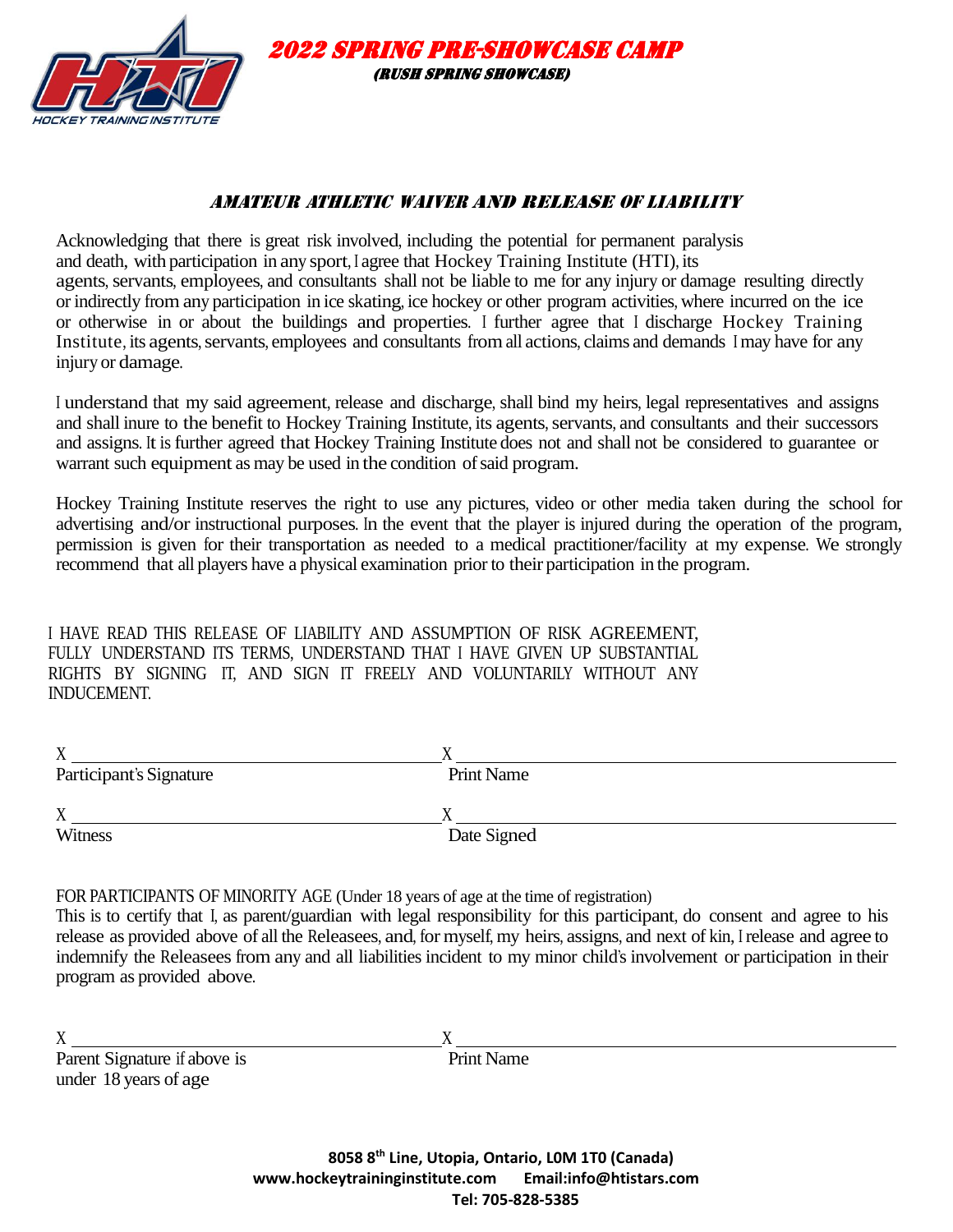# 2022 SPRING PRE-SHOWCASE CAMP

## (RUSH SPRING SHOWCASE)

### *AMATEUR ATHLETIC WAIVER AND RELEASE OF LIABILITY*

Acknowledging that there is great risk involved, including the potential for permanent paralysis and death, with participation in any sport, I agree that Hockey Training Institute (HTI), its agents, servants, employees, and consultants shall not be liable to me for any injury or damage resulting directly or indirectly from any participation in ice skating, ice hockey or other program activities, where incurred on the ice or otherwise in or about the buildings and properties. I further agree that I discharge Hockey Training Institute, its agents, servants, employees and consultants from all actions, claims and demands I may have for any injury or damage.

I understand that my said agreement, release and discharge, shall bind my heirs, legal representatives and assigns and shall inure to the benefit to Hockey Training Institute, its agents, servants, and consultants and their successors and assigns. It is further agreed that Hockey Training Institute does not and shall not be considered to guarantee or warrant such equipment as may be used in the condition of said program.

Hockey Training Institute reserves the right to use any pictures, video or other media taken during the school for advertising and/or instructional purposes. In the event that the player is injured during the operation of the program, permission is given for their transportation as needed to a medical practitioner/facility at my expense. We strongly recommend that all players have a physical examination prior to their participation in the program.

I HAVE READ THIS RELEASE OF LIABILITY AND ASSUMPTION OF RISK AGREEMENT, FULLY UNDERSTAND ITS TERMS, UNDERSTAND THAT I HAVE GIVEN UP SUBSTANTIAL RIGHTS BY SIGNING IT, AND SIGN IT FREELY AND VOLUNTARILY WITHOUT ANY INDUCEMENT.

X ______________________________ X ______________________________

Participant's Signature Print Name

X ______________________________ X ______________________________

Witness Date Signed

FOR PARTICIPANTS OF MINORITY AGE (Under 18 years of age at the time of registration)

This is to certify that I, as parent/guardian with legal responsibility for this participant, do consent and agree to his release as provided above of all the Releasees, and, for myself, my heirs, assigns, and next of kin, I release and agree to indemnify the Releasees from any and all liabilities incident to my minor child's involvement or participation in their program as provided above.

X ______________________________ X ______________________________

Parent Signature if above is under 18 years of age Print Name

**8058 8th Line, Utopia, Ontario, L0M 1T0 (Canada)**

**www.hockeytraininginstitute.com Email:info@htistars.com**

**Tel: 705-828-5385**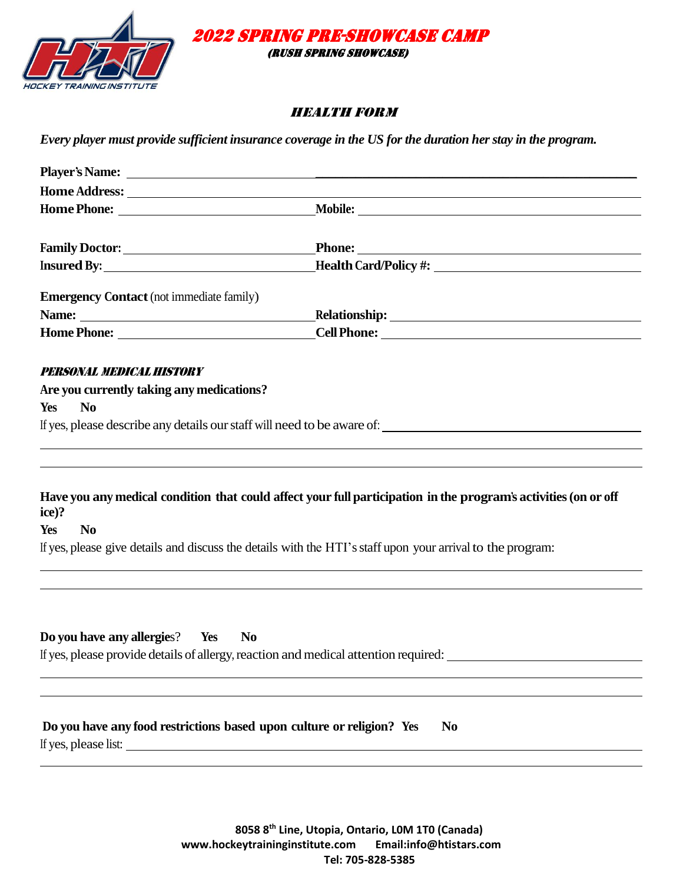# *2022 SPRING PRE-SHOWCASE CAMP*

***(RUSH SPRING SHOWCASE)***

## *HEALTH FORM*

***Every player must provide sufficient insurance coverage in the US for the duration her stay in the program.***

**Player's Name:** ______________________________________________

**Home Address:** ______________________________________________

**Home Phone:** ______________________ **Mobile:** ______________________

**Family Doctor:** ______________________ **Phone:** ______________________

**Insured By:** ______________________ **Health Card/Policy #:** ______________________

**Emergency Contact** (not immediate family)

**Name:** ______________________ **Relationship:** ______________________

**Home Phone:** ______________________ **Cell Phone:** ______________________

### *PERSONAL MEDICAL HISTORY*

**Are you currently taking any medications?**

**Yes** **No**

If yes, please describe any details our staff will need to be aware of: ______________________

______________________________________________

______________________________________________

**Have you any medical condition that could affect your full participation in the program's activities (on or off ice)?**

**Yes** **No**

If yes, please give details and discuss the details with the HTI's staff upon your arrival to the program:

______________________________________________

______________________________________________

**Do you have any allergies**? **Yes** **No**

If yes, please provide details of allergy, reaction and medical attention required: ______________________

______________________________________________

______________________________________________

**Do you have any food restrictions based upon culture or religion? Yes** **No**

If yes, please list: ______________________________________________

______________________________________________

**8058 8th Line, Utopia, Ontario, L0M 1T0 (Canada)**
**www.hockeytraininginstitute.com Email:info@htistars.com**
**Tel: 705-828-5385**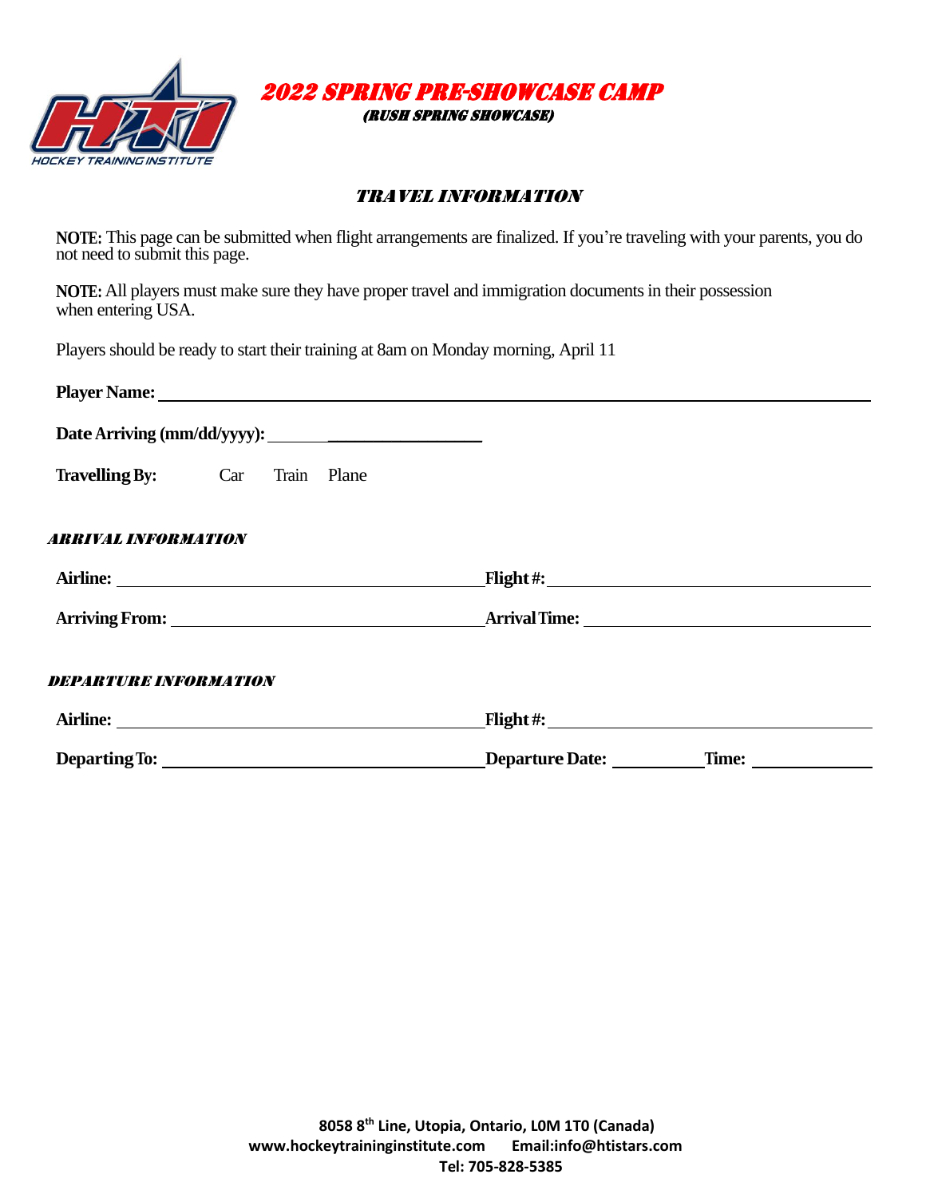HOCKEY TRAINING INSTITUTE

# 2022 SPRING PRE-SHOWCASE CAMP

*(RUSH SPRING SHOWCASE)*

## *TRAVEL INFORMATION*

**NOTE:** This page can be submitted when flight arrangements are finalized. If you're traveling with your parents, you do not need to submit this page.

**NOTE:** All players must make sure they have proper travel and immigration documents in their possession when entering USA.

Players should be ready to start their training at 8am on Monday morning, April 11

**Player Name:** ______________________________

**Date Arriving (mm/dd/yyyy):** ______________________________

**Travelling By:** Car Train Plane

### *ARRIVAL INFORMATION*

**Airline:** ______________________________ **Flight #:** ______________________________

**Arriving From:** ______________________________ **Arrival Time:** ______________________________

### *DEPARTURE INFORMATION*

**Airline:** ______________________________ **Flight #:** ______________________________

**Departing To:** ______________________________ **Departure Date:** __________ **Time:** __________

**8058 8th Line, Utopia, Ontario, L0M 1T0 (Canada)**
**www.hockeytraininginstitute.com Email:info@htistars.com**
**Tel: 705-828-5385**